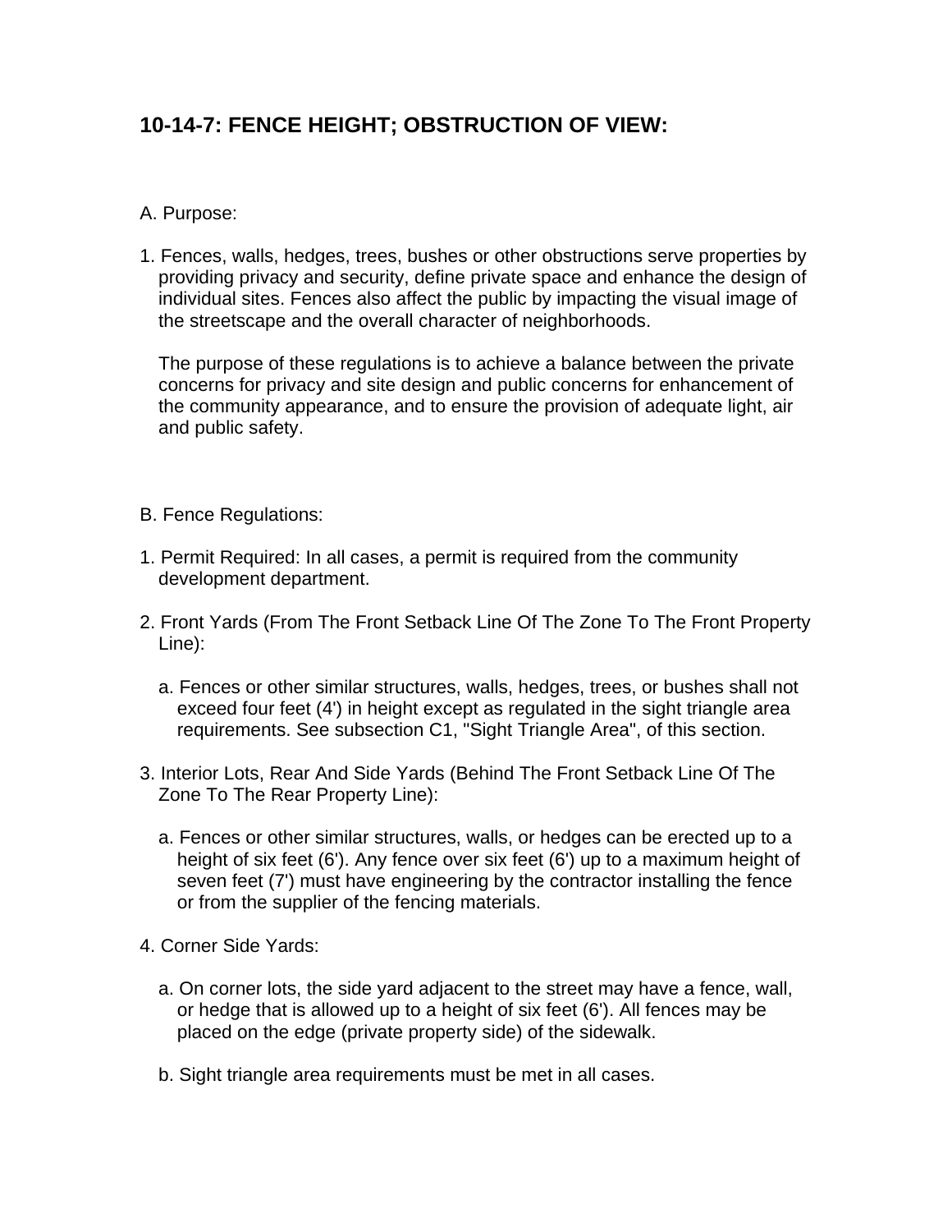## 10-14-7: FENCE HEIGHT; OBSTRUCTION OF VIEW:

A. Purpose:

1. Fences, walls, hedges, trees, bushes or other obstructions serve properties by providing privacy and security, define private space and enhance the design of individual sites. Fences also affect the public by impacting the visual image of the streetscape and the overall character of neighborhoods.

   The purpose of these regulations is to achieve a balance between the private concerns for privacy and site design and public concerns for enhancement of the community appearance, and to ensure the provision of adequate light, air and public safety.

B. Fence Regulations:

1. Permit Required: In all cases, a permit is required from the community development department.

2. Front Yards (From The Front Setback Line Of The Zone To The Front Property Line):

   a. Fences or other similar structures, walls, hedges, trees, or bushes shall not exceed four feet (4') in height except as regulated in the sight triangle area requirements. See subsection C1, "Sight Triangle Area", of this section.

3. Interior Lots, Rear And Side Yards (Behind The Front Setback Line Of The Zone To The Rear Property Line):

   a. Fences or other similar structures, walls, or hedges can be erected up to a height of six feet (6'). Any fence over six feet (6') up to a maximum height of seven feet (7') must have engineering by the contractor installing the fence or from the supplier of the fencing materials.

4. Corner Side Yards:

   a. On corner lots, the side yard adjacent to the street may have a fence, wall, or hedge that is allowed up to a height of six feet (6'). All fences may be placed on the edge (private property side) of the sidewalk.

   b. Sight triangle area requirements must be met in all cases.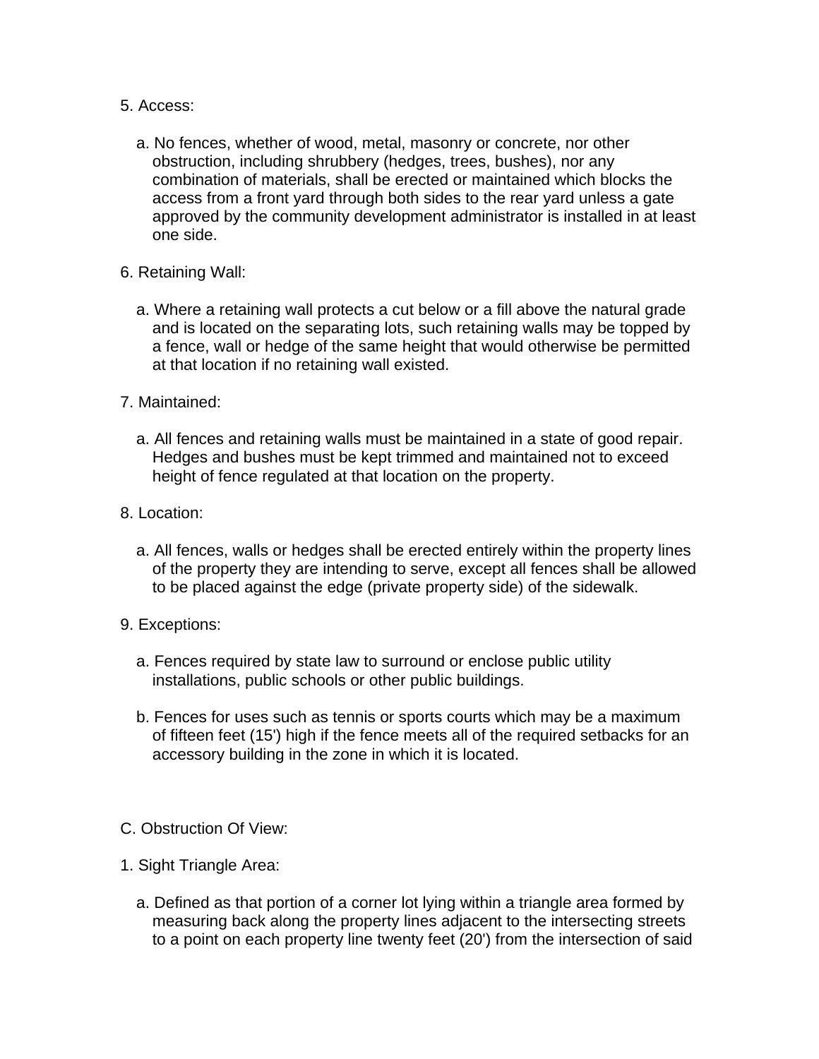5. Access:

   a. No fences, whether of wood, metal, masonry or concrete, nor other obstruction, including shrubbery (hedges, trees, bushes), nor any combination of materials, shall be erected or maintained which blocks the access from a front yard through both sides to the rear yard unless a gate approved by the community development administrator is installed in at least one side.

6. Retaining Wall:

   a. Where a retaining wall protects a cut below or a fill above the natural grade and is located on the separating lots, such retaining walls may be topped by a fence, wall or hedge of the same height that would otherwise be permitted at that location if no retaining wall existed.

7. Maintained:

   a. All fences and retaining walls must be maintained in a state of good repair. Hedges and bushes must be kept trimmed and maintained not to exceed height of fence regulated at that location on the property.

8. Location:

   a. All fences, walls or hedges shall be erected entirely within the property lines of the property they are intending to serve, except all fences shall be allowed to be placed against the edge (private property side) of the sidewalk.

9. Exceptions:

   a. Fences required by state law to surround or enclose public utility installations, public schools or other public buildings.

   b. Fences for uses such as tennis or sports courts which may be a maximum of fifteen feet (15') high if the fence meets all of the required setbacks for an accessory building in the zone in which it is located.

C. Obstruction Of View:

1. Sight Triangle Area:

   a. Defined as that portion of a corner lot lying within a triangle area formed by measuring back along the property lines adjacent to the intersecting streets to a point on each property line twenty feet (20') from the intersection of said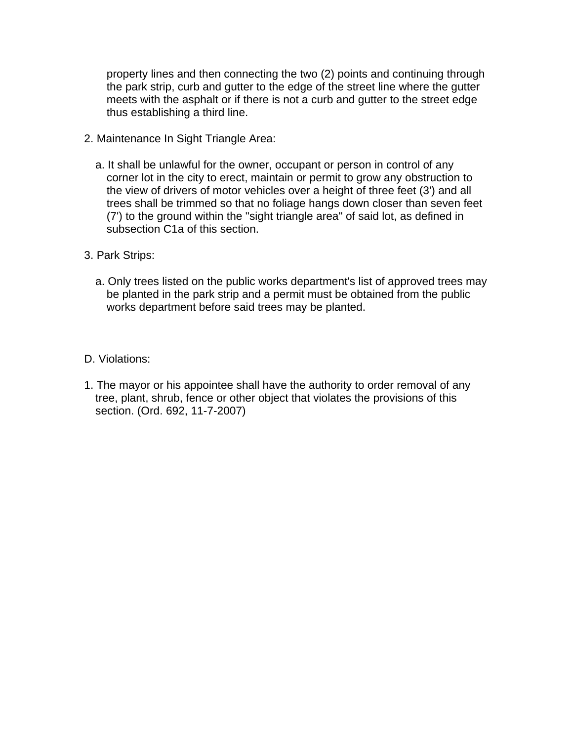property lines and then connecting the two (2) points and continuing through the park strip, curb and gutter to the edge of the street line where the gutter meets with the asphalt or if there is not a curb and gutter to the street edge thus establishing a third line.

2. Maintenance In Sight Triangle Area:

   a. It shall be unlawful for the owner, occupant or person in control of any corner lot in the city to erect, maintain or permit to grow any obstruction to the view of drivers of motor vehicles over a height of three feet (3') and all trees shall be trimmed so that no foliage hangs down closer than seven feet (7') to the ground within the "sight triangle area" of said lot, as defined in subsection C1a of this section.

3. Park Strips:

   a. Only trees listed on the public works department's list of approved trees may be planted in the park strip and a permit must be obtained from the public works department before said trees may be planted.

D. Violations:

1. The mayor or his appointee shall have the authority to order removal of any tree, plant, shrub, fence or other object that violates the provisions of this section. (Ord. 692, 11-7-2007)